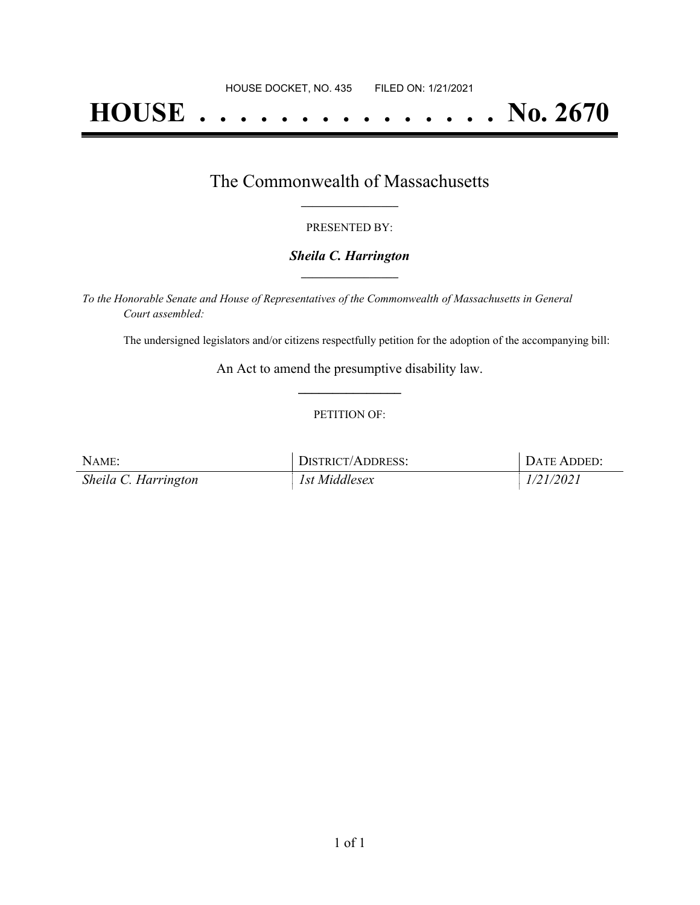HOUSE DOCKET, NO. 435        FILED ON: 1/21/2021

# HOUSE . . . . . . . . . . . . . . . No. 2670

## The Commonwealth of Massachusetts

PRESENTED BY:

***Sheila C. Harrington***

*To the Honorable Senate and House of Representatives of the Commonwealth of Massachusetts in General Court assembled:*

The undersigned legislators and/or citizens respectfully petition for the adoption of the accompanying bill:

An Act to amend the presumptive disability law.

PETITION OF:

| NAME: | DISTRICT/ADDRESS: | DATE ADDED: |
|---|---|---|
| *Sheila C. Harrington* | *1st Middlesex* | *1/21/2021* |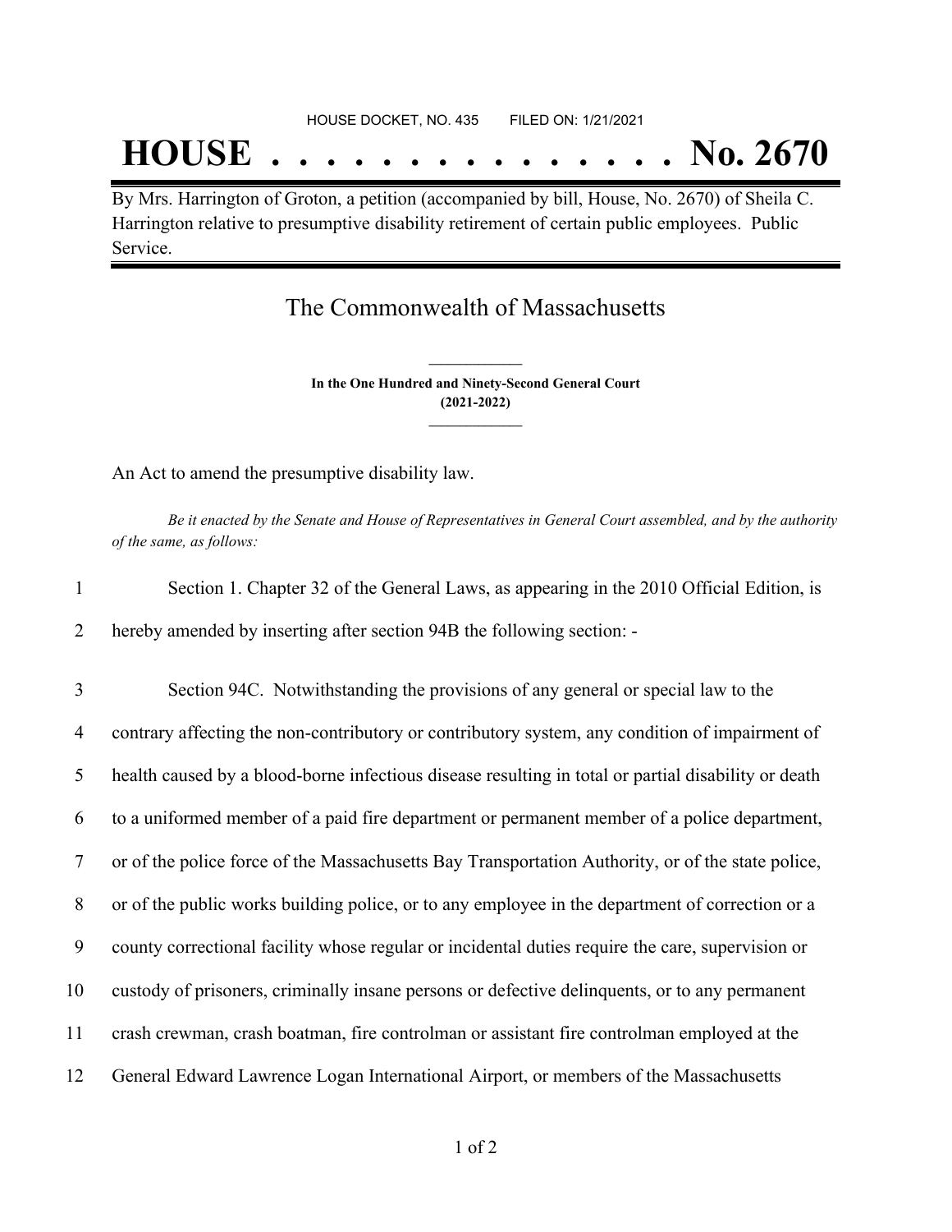HOUSE DOCKET, NO. 435 FILED ON: 1/21/2021

# HOUSE . . . . . . . . . . . . . . . No. 2670

By Mrs. Harrington of Groton, a petition (accompanied by bill, House, No. 2670) of Sheila C. Harrington relative to presumptive disability retirement of certain public employees. Public Service.

## The Commonwealth of Massachusetts

**In the One Hundred and Ninety-Second General Court**
**(2021-2022)**

An Act to amend the presumptive disability law.

*Be it enacted by the Senate and House of Representatives in General Court assembled, and by the authority of the same, as follows:*

1 Section 1. Chapter 32 of the General Laws, as appearing in the 2010 Official Edition, is
2 hereby amended by inserting after section 94B the following section: -

3 Section 94C. Notwithstanding the provisions of any general or special law to the
4 contrary affecting the non-contributory or contributory system, any condition of impairment of
5 health caused by a blood-borne infectious disease resulting in total or partial disability or death
6 to a uniformed member of a paid fire department or permanent member of a police department,
7 or of the police force of the Massachusetts Bay Transportation Authority, or of the state police,
8 or of the public works building police, or to any employee in the department of correction or a
9 county correctional facility whose regular or incidental duties require the care, supervision or
10 custody of prisoners, criminally insane persons or defective delinquents, or to any permanent
11 crash crewman, crash boatman, fire controlman or assistant fire controlman employed at the
12 General Edward Lawrence Logan International Airport, or members of the Massachusetts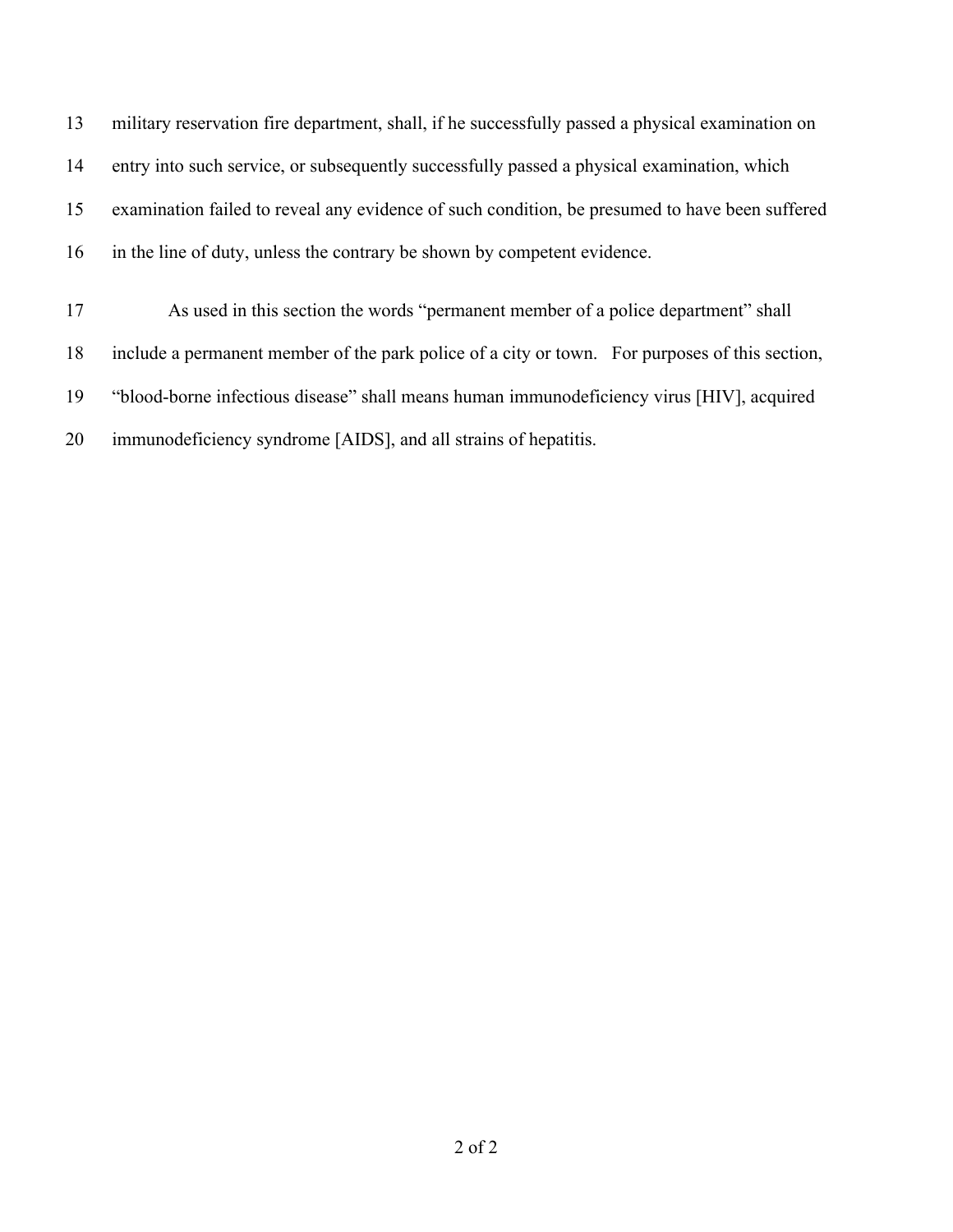military reservation fire department, shall, if he successfully passed a physical examination on entry into such service, or subsequently successfully passed a physical examination, which examination failed to reveal any evidence of such condition, be presumed to have been suffered in the line of duty, unless the contrary be shown by competent evidence.

As used in this section the words "permanent member of a police department" shall include a permanent member of the park police of a city or town. For purposes of this section, "blood-borne infectious disease" shall means human immunodeficiency virus [HIV], acquired immunodeficiency syndrome [AIDS], and all strains of hepatitis.